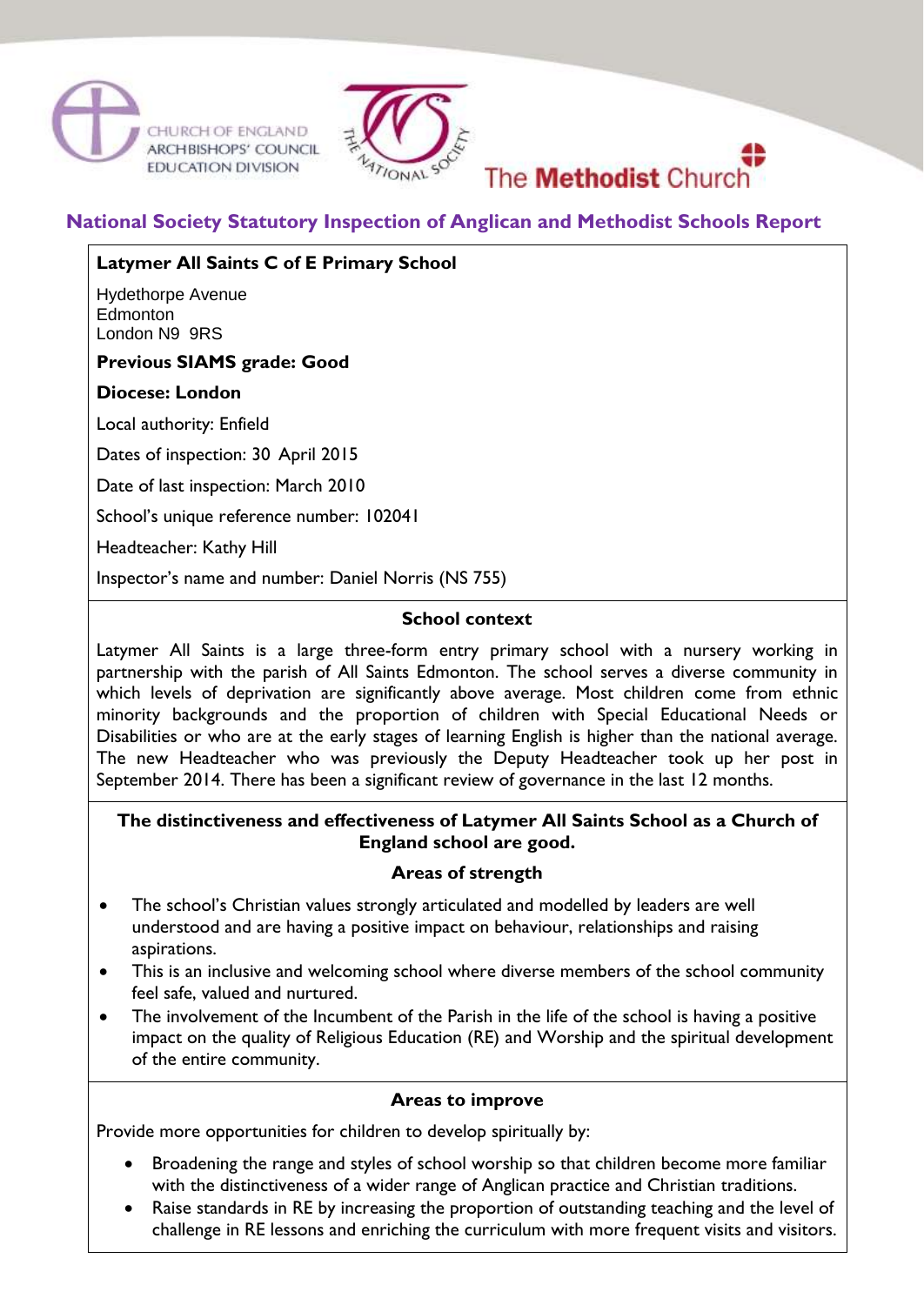CHURCH OF ENGLAND ARCHBISHOPS' COUNCIL EDUCATION DIVISION

THE NATIONAL SOCIETY

The **Methodist** Church

## National Society Statutory Inspection of Anglican and Methodist Schools Report

**Latymer All Saints C of E Primary School**

Hydethorpe Avenue
Edmonton
London N9 9RS

**Previous SIAMS grade: Good**

**Diocese: London**

Local authority: Enfield

Dates of inspection: 30 April 2015

Date of last inspection: March 2010

School's unique reference number: 102041

Headteacher: Kathy Hill

Inspector's name and number: Daniel Norris (NS 755)

### School context

Latymer All Saints is a large three-form entry primary school with a nursery working in partnership with the parish of All Saints Edmonton. The school serves a diverse community in which levels of deprivation are significantly above average. Most children come from ethnic minority backgrounds and the proportion of children with Special Educational Needs or Disabilities or who are at the early stages of learning English is higher than the national average. The new Headteacher who was previously the Deputy Headteacher took up her post in September 2014. There has been a significant review of governance in the last 12 months.

### The distinctiveness and effectiveness of Latymer All Saints School as a Church of England school are good.

#### Areas of strength

- The school's Christian values strongly articulated and modelled by leaders are well understood and are having a positive impact on behaviour, relationships and raising aspirations.
- This is an inclusive and welcoming school where diverse members of the school community feel safe, valued and nurtured.
- The involvement of the Incumbent of the Parish in the life of the school is having a positive impact on the quality of Religious Education (RE) and Worship and the spiritual development of the entire community.

#### Areas to improve

Provide more opportunities for children to develop spiritually by:

- Broadening the range and styles of school worship so that children become more familiar with the distinctiveness of a wider range of Anglican practice and Christian traditions.
- Raise standards in RE by increasing the proportion of outstanding teaching and the level of challenge in RE lessons and enriching the curriculum with more frequent visits and visitors.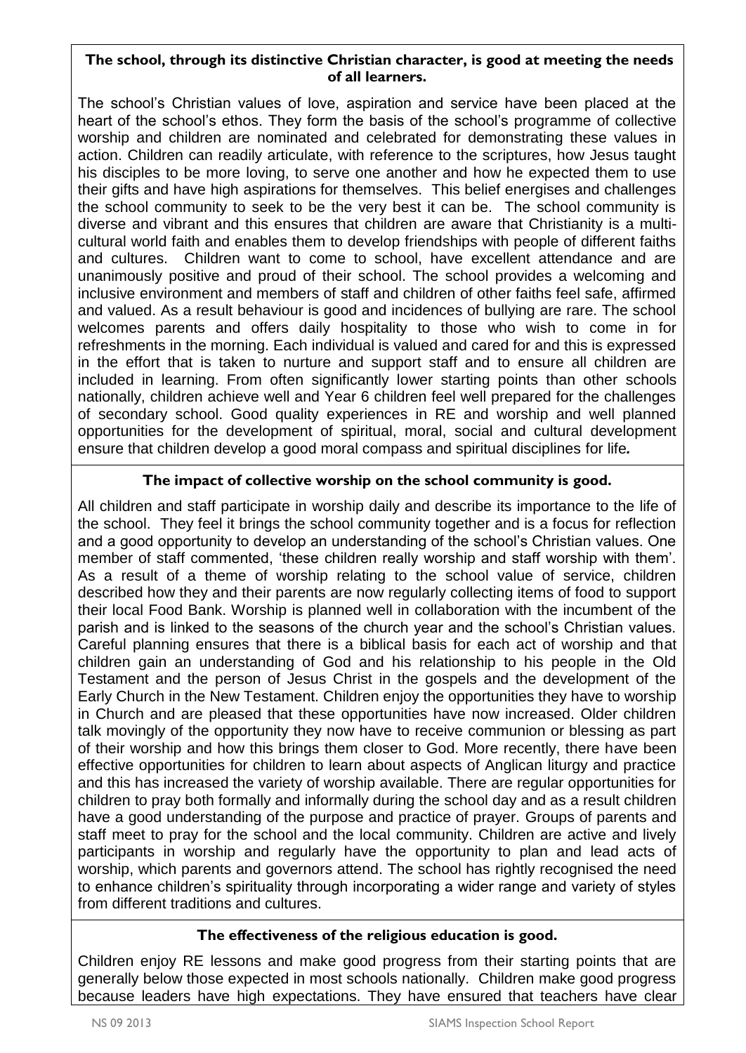**The school, through its distinctive Christian character, is good at meeting the needs of all learners.**

The school's Christian values of love, aspiration and service have been placed at the heart of the school's ethos. They form the basis of the school's programme of collective worship and children are nominated and celebrated for demonstrating these values in action. Children can readily articulate, with reference to the scriptures, how Jesus taught his disciples to be more loving, to serve one another and how he expected them to use their gifts and have high aspirations for themselves. This belief energises and challenges the school community to seek to be the very best it can be. The school community is diverse and vibrant and this ensures that children are aware that Christianity is a multi-cultural world faith and enables them to develop friendships with people of different faiths and cultures. Children want to come to school, have excellent attendance and are unanimously positive and proud of their school. The school provides a welcoming and inclusive environment and members of staff and children of other faiths feel safe, affirmed and valued. As a result behaviour is good and incidences of bullying are rare. The school welcomes parents and offers daily hospitality to those who wish to come in for refreshments in the morning. Each individual is valued and cared for and this is expressed in the effort that is taken to nurture and support staff and to ensure all children are included in learning. From often significantly lower starting points than other schools nationally, children achieve well and Year 6 children feel well prepared for the challenges of secondary school. Good quality experiences in RE and worship and well planned opportunities for the development of spiritual, moral, social and cultural development ensure that children develop a good moral compass and spiritual disciplines for life*.*

**The impact of collective worship on the school community is good.**

All children and staff participate in worship daily and describe its importance to the life of the school. They feel it brings the school community together and is a focus for reflection and a good opportunity to develop an understanding of the school's Christian values. One member of staff commented, 'these children really worship and staff worship with them'. As a result of a theme of worship relating to the school value of service, children described how they and their parents are now regularly collecting items of food to support their local Food Bank. Worship is planned well in collaboration with the incumbent of the parish and is linked to the seasons of the church year and the school's Christian values. Careful planning ensures that there is a biblical basis for each act of worship and that children gain an understanding of God and his relationship to his people in the Old Testament and the person of Jesus Christ in the gospels and the development of the Early Church in the New Testament. Children enjoy the opportunities they have to worship in Church and are pleased that these opportunities have now increased. Older children talk movingly of the opportunity they now have to receive communion or blessing as part of their worship and how this brings them closer to God. More recently, there have been effective opportunities for children to learn about aspects of Anglican liturgy and practice and this has increased the variety of worship available. There are regular opportunities for children to pray both formally and informally during the school day and as a result children have a good understanding of the purpose and practice of prayer. Groups of parents and staff meet to pray for the school and the local community. Children are active and lively participants in worship and regularly have the opportunity to plan and lead acts of worship, which parents and governors attend. The school has rightly recognised the need to enhance children's spirituality through incorporating a wider range and variety of styles from different traditions and cultures.

**The effectiveness of the religious education is good.**

Children enjoy RE lessons and make good progress from their starting points that are generally below those expected in most schools nationally. Children make good progress because leaders have high expectations. They have ensured that teachers have clear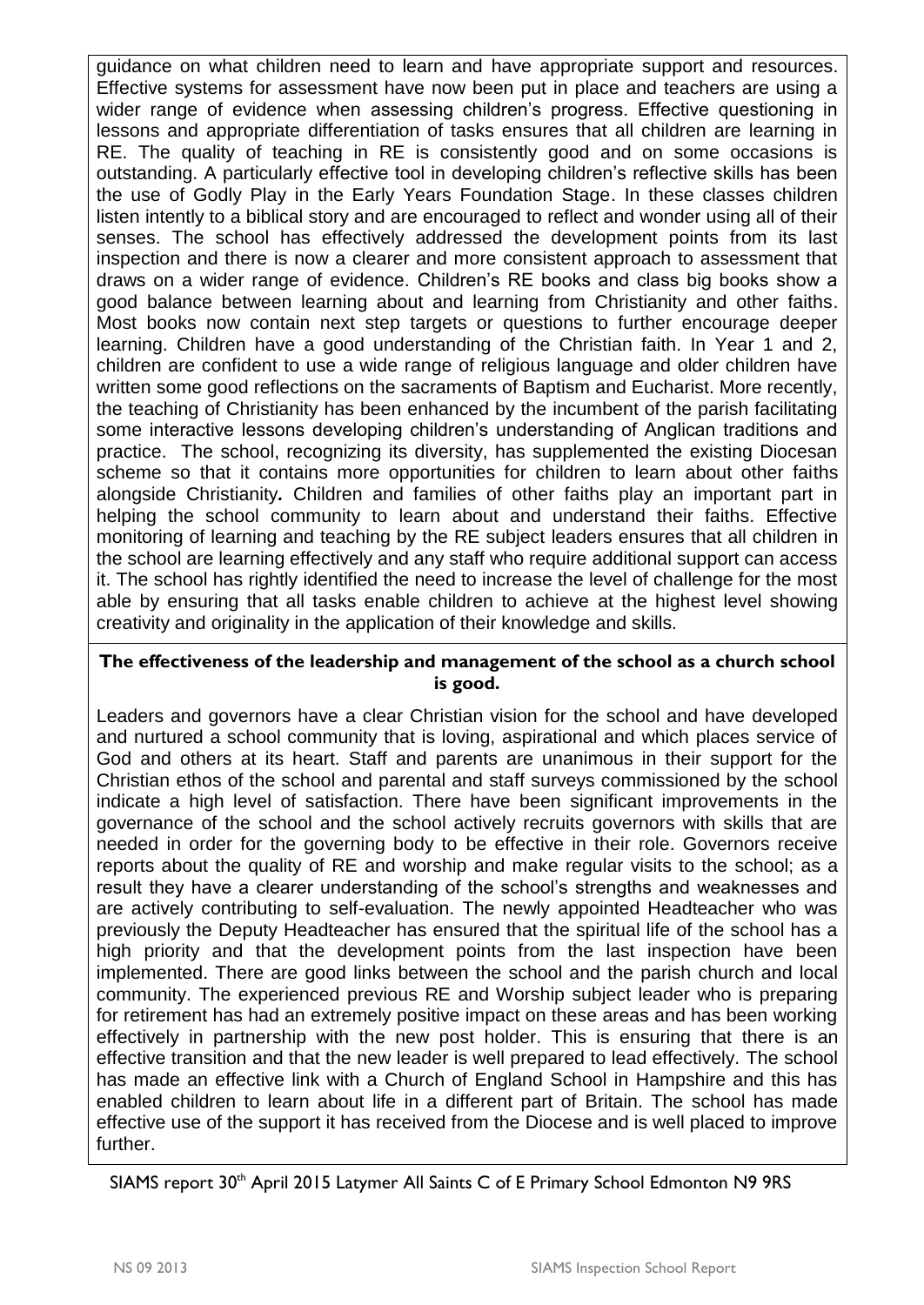guidance on what children need to learn and have appropriate support and resources. Effective systems for assessment have now been put in place and teachers are using a wider range of evidence when assessing children's progress. Effective questioning in lessons and appropriate differentiation of tasks ensures that all children are learning in RE. The quality of teaching in RE is consistently good and on some occasions is outstanding. A particularly effective tool in developing children's reflective skills has been the use of Godly Play in the Early Years Foundation Stage. In these classes children listen intently to a biblical story and are encouraged to reflect and wonder using all of their senses. The school has effectively addressed the development points from its last inspection and there is now a clearer and more consistent approach to assessment that draws on a wider range of evidence. Children's RE books and class big books show a good balance between learning about and learning from Christianity and other faiths. Most books now contain next step targets or questions to further encourage deeper learning. Children have a good understanding of the Christian faith. In Year 1 and 2, children are confident to use a wide range of religious language and older children have written some good reflections on the sacraments of Baptism and Eucharist. More recently, the teaching of Christianity has been enhanced by the incumbent of the parish facilitating some interactive lessons developing children's understanding of Anglican traditions and practice. The school, recognizing its diversity, has supplemented the existing Diocesan scheme so that it contains more opportunities for children to learn about other faiths alongside Christianity*.* Children and families of other faiths play an important part in helping the school community to learn about and understand their faiths. Effective monitoring of learning and teaching by the RE subject leaders ensures that all children in the school are learning effectively and any staff who require additional support can access it. The school has rightly identified the need to increase the level of challenge for the most able by ensuring that all tasks enable children to achieve at the highest level showing creativity and originality in the application of their knowledge and skills.

**The effectiveness of the leadership and management of the school as a church school is good.**

Leaders and governors have a clear Christian vision for the school and have developed and nurtured a school community that is loving, aspirational and which places service of God and others at its heart. Staff and parents are unanimous in their support for the Christian ethos of the school and parental and staff surveys commissioned by the school indicate a high level of satisfaction. There have been significant improvements in the governance of the school and the school actively recruits governors with skills that are needed in order for the governing body to be effective in their role. Governors receive reports about the quality of RE and worship and make regular visits to the school; as a result they have a clearer understanding of the school's strengths and weaknesses and are actively contributing to self-evaluation. The newly appointed Headteacher who was previously the Deputy Headteacher has ensured that the spiritual life of the school has a high priority and that the development points from the last inspection have been implemented. There are good links between the school and the parish church and local community. The experienced previous RE and Worship subject leader who is preparing for retirement has had an extremely positive impact on these areas and has been working effectively in partnership with the new post holder. This is ensuring that there is an effective transition and that the new leader is well prepared to lead effectively. The school has made an effective link with a Church of England School in Hampshire and this has enabled children to learn about life in a different part of Britain. The school has made effective use of the support it has received from the Diocese and is well placed to improve further.

SIAMS report 30th April 2015 Latymer All Saints C of E Primary School Edmonton N9 9RS